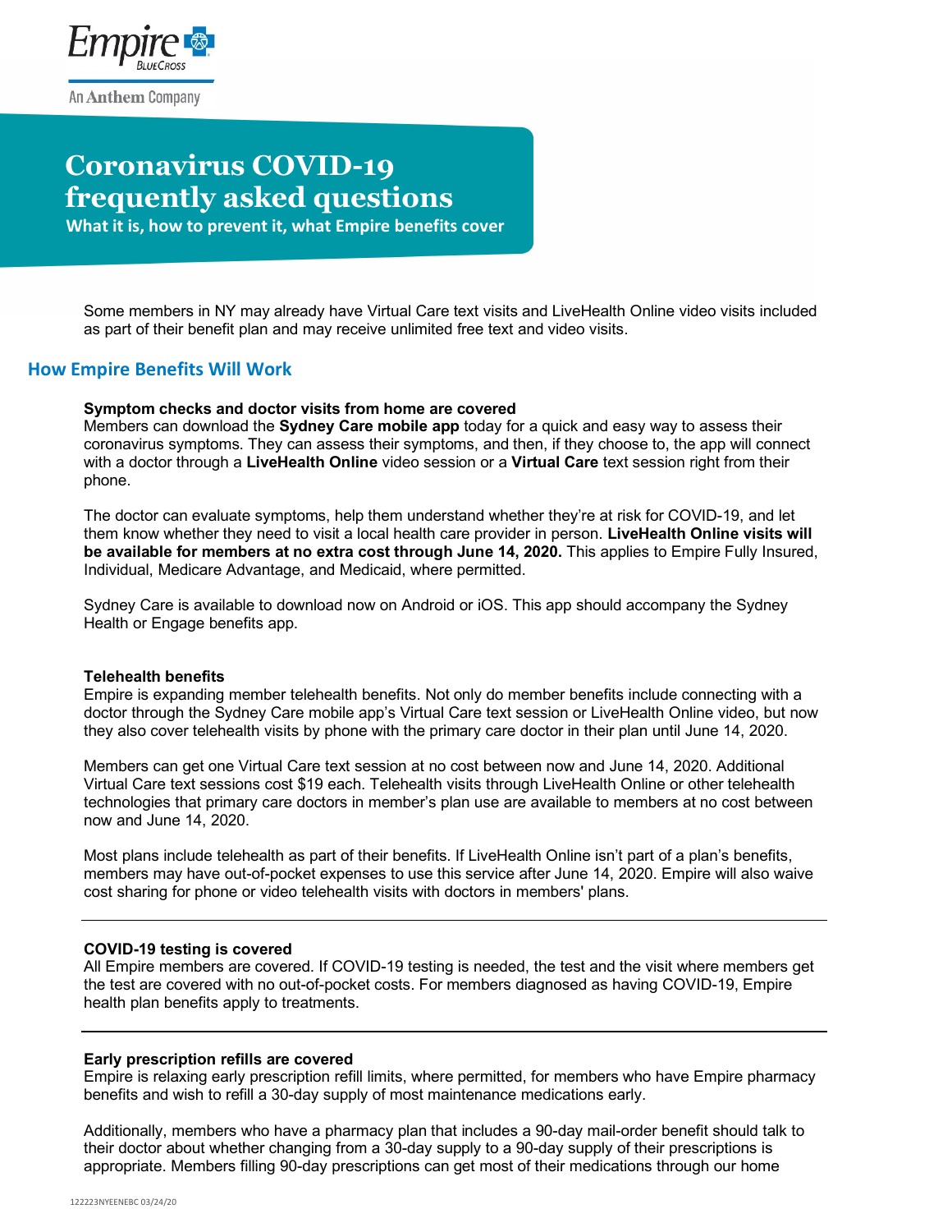Empire BlueCross

An Anthem Company

# Coronavirus COVID-19 frequently asked questions

**What it is, how to prevent it, what Empire benefits cover**

Some members in NY may already have Virtual Care text visits and LiveHealth Online video visits included as part of their benefit plan and may receive unlimited free text and video visits.

## How Empire Benefits Will Work

**Symptom checks and doctor visits from home are covered**

Members can download the **Sydney Care mobile app** today for a quick and easy way to assess their coronavirus symptoms. They can assess their symptoms, and then, if they choose to, the app will connect with a doctor through a **LiveHealth Online** video session or a **Virtual Care** text session right from their phone.

The doctor can evaluate symptoms, help them understand whether they're at risk for COVID-19, and let them know whether they need to visit a local health care provider in person. **LiveHealth Online visits will be available for members at no extra cost through June 14, 2020.** This applies to Empire Fully Insured, Individual, Medicare Advantage, and Medicaid, where permitted.

Sydney Care is available to download now on Android or iOS. This app should accompany the Sydney Health or Engage benefits app.

**Telehealth benefits**

Empire is expanding member telehealth benefits. Not only do member benefits include connecting with a doctor through the Sydney Care mobile app's Virtual Care text session or LiveHealth Online video, but now they also cover telehealth visits by phone with the primary care doctor in their plan until June 14, 2020.

Members can get one Virtual Care text session at no cost between now and June 14, 2020. Additional Virtual Care text sessions cost $19 each. Telehealth visits through LiveHealth Online or other telehealth technologies that primary care doctors in member's plan use are available to members at no cost between now and June 14, 2020.

Most plans include telehealth as part of their benefits. If LiveHealth Online isn't part of a plan's benefits, members may have out-of-pocket expenses to use this service after June 14, 2020. Empire will also waive cost sharing for phone or video telehealth visits with doctors in members' plans.

---

**COVID-19 testing is covered**

All Empire members are covered. If COVID-19 testing is needed, the test and the visit where members get the test are covered with no out-of-pocket costs. For members diagnosed as having COVID-19, Empire health plan benefits apply to treatments.

---

**Early prescription refills are covered**

Empire is relaxing early prescription refill limits, where permitted, for members who have Empire pharmacy benefits and wish to refill a 30-day supply of most maintenance medications early.

Additionally, members who have a pharmacy plan that includes a 90-day mail-order benefit should talk to their doctor about whether changing from a 30-day supply to a 90-day supply of their prescriptions is appropriate. Members filling 90-day prescriptions can get most of their medications through our home

122223NYEENEBC 03/24/20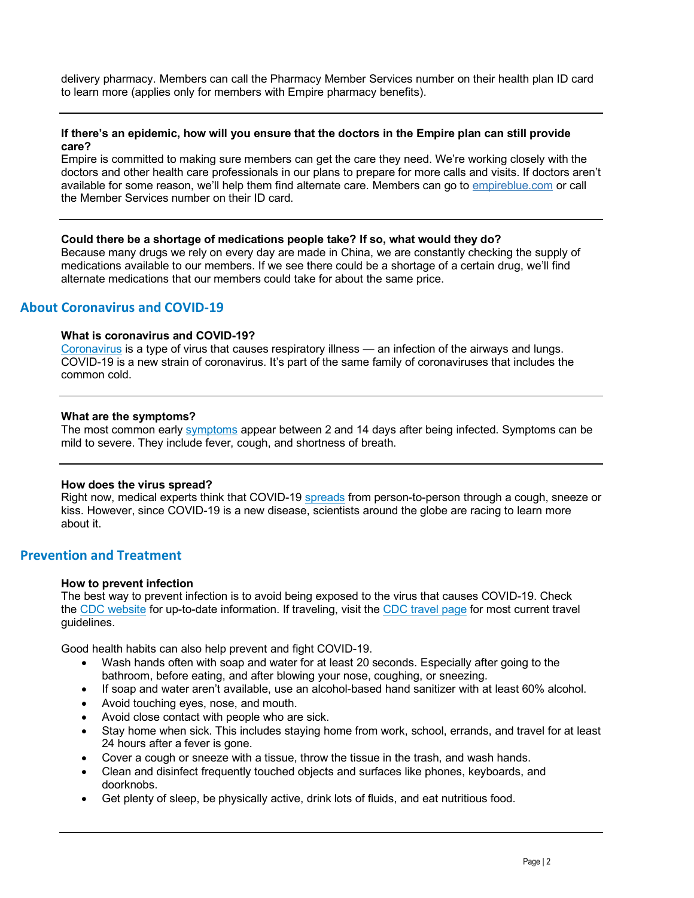delivery pharmacy. Members can call the Pharmacy Member Services number on their health plan ID card to learn more (applies only for members with Empire pharmacy benefits).

---

**If there's an epidemic, how will you ensure that the doctors in the Empire plan can still provide care?**
Empire is committed to making sure members can get the care they need. We're working closely with the doctors and other health care professionals in our plans to prepare for more calls and visits. If doctors aren't available for some reason, we'll help them find alternate care. Members can go to [empireblue.com]() or call the Member Services number on their ID card.

---

**Could there be a shortage of medications people take? If so, what would they do?**
Because many drugs we rely on every day are made in China, we are constantly checking the supply of medications available to our members. If we see there could be a shortage of a certain drug, we'll find alternate medications that our members could take for about the same price.

## About Coronavirus and COVID-19

**What is coronavirus and COVID-19?**
[Coronavirus]() is a type of virus that causes respiratory illness — an infection of the airways and lungs. COVID-19 is a new strain of coronavirus. It's part of the same family of coronaviruses that includes the common cold.

---

**What are the symptoms?**
The most common early [symptoms]() appear between 2 and 14 days after being infected. Symptoms can be mild to severe. They include fever, cough, and shortness of breath.

---

**How does the virus spread?**
Right now, medical experts think that COVID-19 [spreads]() from person-to-person through a cough, sneeze or kiss. However, since COVID-19 is a new disease, scientists around the globe are racing to learn more about it.

## Prevention and Treatment

**How to prevent infection**
The best way to prevent infection is to avoid being exposed to the virus that causes COVID-19. Check the [CDC website]() for up-to-date information. If traveling, visit the [CDC travel page]() for most current travel guidelines.

Good health habits can also help prevent and fight COVID-19.

- Wash hands often with soap and water for at least 20 seconds. Especially after going to the bathroom, before eating, and after blowing your nose, coughing, or sneezing.
- If soap and water aren't available, use an alcohol-based hand sanitizer with at least 60% alcohol.
- Avoid touching eyes, nose, and mouth.
- Avoid close contact with people who are sick.
- Stay home when sick. This includes staying home from work, school, errands, and travel for at least 24 hours after a fever is gone.
- Cover a cough or sneeze with a tissue, throw the tissue in the trash, and wash hands.
- Clean and disinfect frequently touched objects and surfaces like phones, keyboards, and doorknobs.
- Get plenty of sleep, be physically active, drink lots of fluids, and eat nutritious food.

---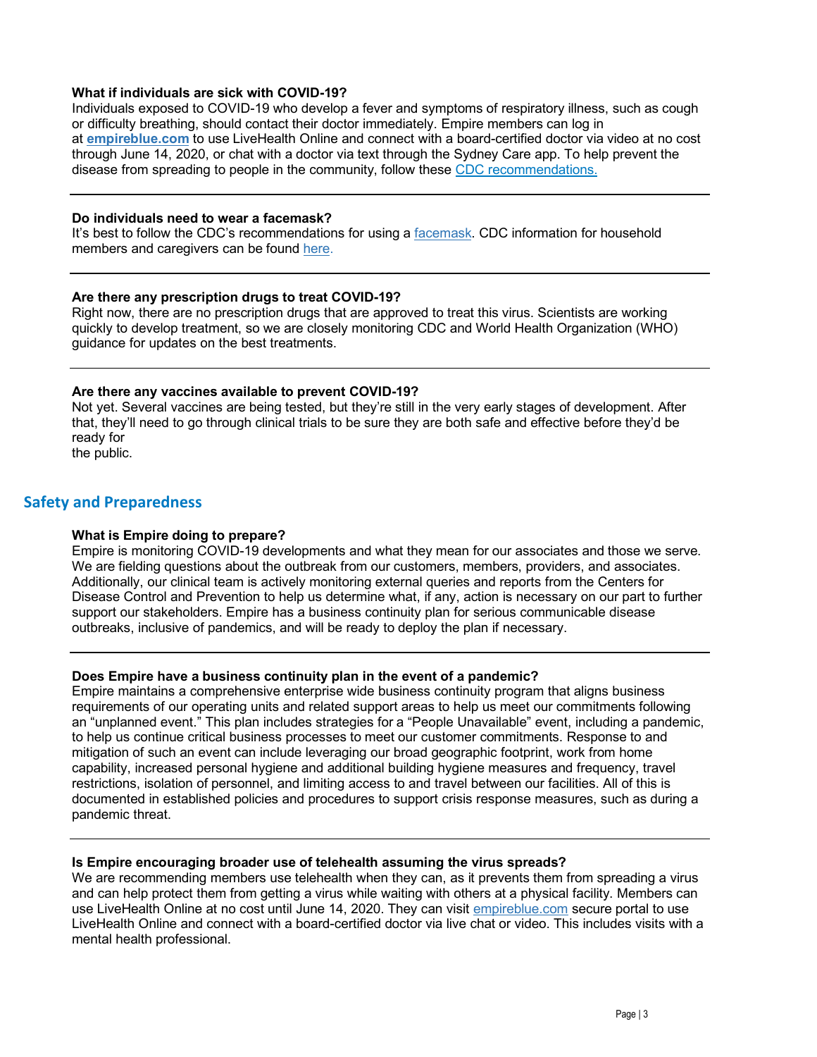**What if individuals are sick with COVID-19?**
Individuals exposed to COVID-19 who develop a fever and symptoms of respiratory illness, such as cough or difficulty breathing, should contact their doctor immediately. Empire members can log in at **empireblue.com** to use LiveHealth Online and connect with a board-certified doctor via video at no cost through June 14, 2020, or chat with a doctor via text through the Sydney Care app. To help prevent the disease from spreading to people in the community, follow these CDC recommendations.

---

**Do individuals need to wear a facemask?**
It's best to follow the CDC's recommendations for using a facemask. CDC information for household members and caregivers can be found here.

---

**Are there any prescription drugs to treat COVID-19?**
Right now, there are no prescription drugs that are approved to treat this virus. Scientists are working quickly to develop treatment, so we are closely monitoring CDC and World Health Organization (WHO) guidance for updates on the best treatments.

---

**Are there any vaccines available to prevent COVID-19?**
Not yet. Several vaccines are being tested, but they're still in the very early stages of development. After that, they'll need to go through clinical trials to be sure they are both safe and effective before they'd be ready for the public.

## Safety and Preparedness

**What is Empire doing to prepare?**
Empire is monitoring COVID-19 developments and what they mean for our associates and those we serve. We are fielding questions about the outbreak from our customers, members, providers, and associates. Additionally, our clinical team is actively monitoring external queries and reports from the Centers for Disease Control and Prevention to help us determine what, if any, action is necessary on our part to further support our stakeholders. Empire has a business continuity plan for serious communicable disease outbreaks, inclusive of pandemics, and will be ready to deploy the plan if necessary.

---

**Does Empire have a business continuity plan in the event of a pandemic?**
Empire maintains a comprehensive enterprise wide business continuity program that aligns business requirements of our operating units and related support areas to help us meet our commitments following an "unplanned event." This plan includes strategies for a "People Unavailable" event, including a pandemic, to help us continue critical business processes to meet our customer commitments. Response to and mitigation of such an event can include leveraging our broad geographic footprint, work from home capability, increased personal hygiene and additional building hygiene measures and frequency, travel restrictions, isolation of personnel, and limiting access to and travel between our facilities. All of this is documented in established policies and procedures to support crisis response measures, such as during a pandemic threat.

---

**Is Empire encouraging broader use of telehealth assuming the virus spreads?**
We are recommending members use telehealth when they can, as it prevents them from spreading a virus and can help protect them from getting a virus while waiting with others at a physical facility. Members can use LiveHealth Online at no cost until June 14, 2020. They can visit empireblue.com secure portal to use LiveHealth Online and connect with a board-certified doctor via live chat or video. This includes visits with a mental health professional.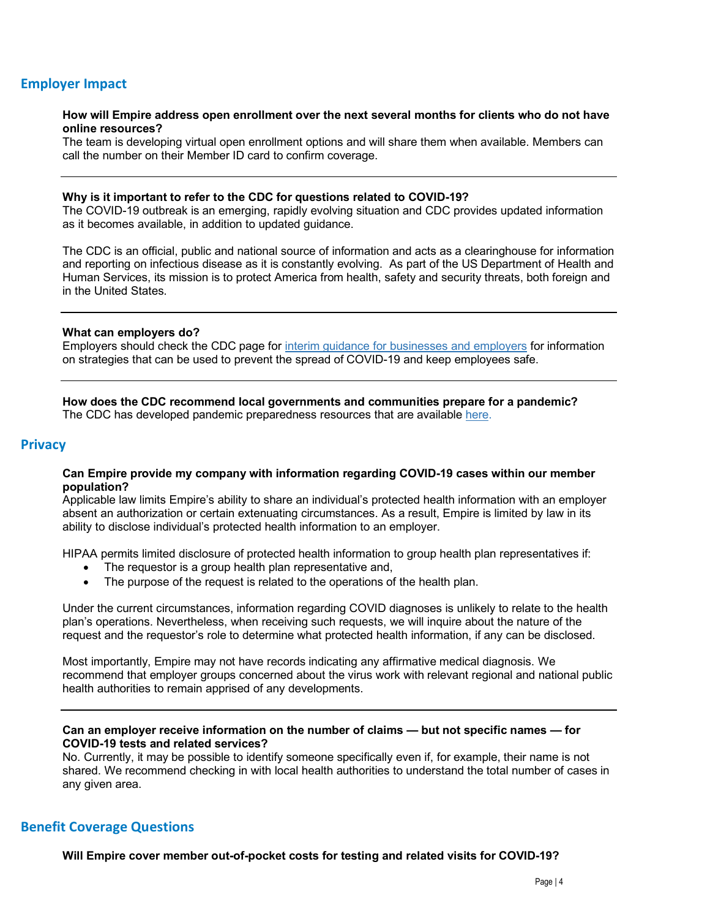## Employer Impact

**How will Empire address open enrollment over the next several months for clients who do not have online resources?**
The team is developing virtual open enrollment options and will share them when available. Members can call the number on their Member ID card to confirm coverage.

---

**Why is it important to refer to the CDC for questions related to COVID-19?**
The COVID-19 outbreak is an emerging, rapidly evolving situation and CDC provides updated information as it becomes available, in addition to updated guidance.

The CDC is an official, public and national source of information and acts as a clearinghouse for information and reporting on infectious disease as it is constantly evolving. As part of the US Department of Health and Human Services, its mission is to protect America from health, safety and security threats, both foreign and in the United States.

---

**What can employers do?**
Employers should check the CDC page for [interim guidance for businesses and employers]() for information on strategies that can be used to prevent the spread of COVID-19 and keep employees safe.

---

**How does the CDC recommend local governments and communities prepare for a pandemic?**
The CDC has developed pandemic preparedness resources that are available [here.]()

## Privacy

**Can Empire provide my company with information regarding COVID-19 cases within our member population?**
Applicable law limits Empire's ability to share an individual's protected health information with an employer absent an authorization or certain extenuating circumstances. As a result, Empire is limited by law in its ability to disclose individual's protected health information to an employer.

HIPAA permits limited disclosure of protected health information to group health plan representatives if:

- The requestor is a group health plan representative and,
- The purpose of the request is related to the operations of the health plan.

Under the current circumstances, information regarding COVID diagnoses is unlikely to relate to the health plan's operations. Nevertheless, when receiving such requests, we will inquire about the nature of the request and the requestor's role to determine what protected health information, if any can be disclosed.

Most importantly, Empire may not have records indicating any affirmative medical diagnosis. We recommend that employer groups concerned about the virus work with relevant regional and national public health authorities to remain apprised of any developments.

---

**Can an employer receive information on the number of claims — but not specific names — for COVID-19 tests and related services?**
No. Currently, it may be possible to identify someone specifically even if, for example, their name is not shared. We recommend checking in with local health authorities to understand the total number of cases in any given area.

## Benefit Coverage Questions

**Will Empire cover member out-of-pocket costs for testing and related visits for COVID-19?**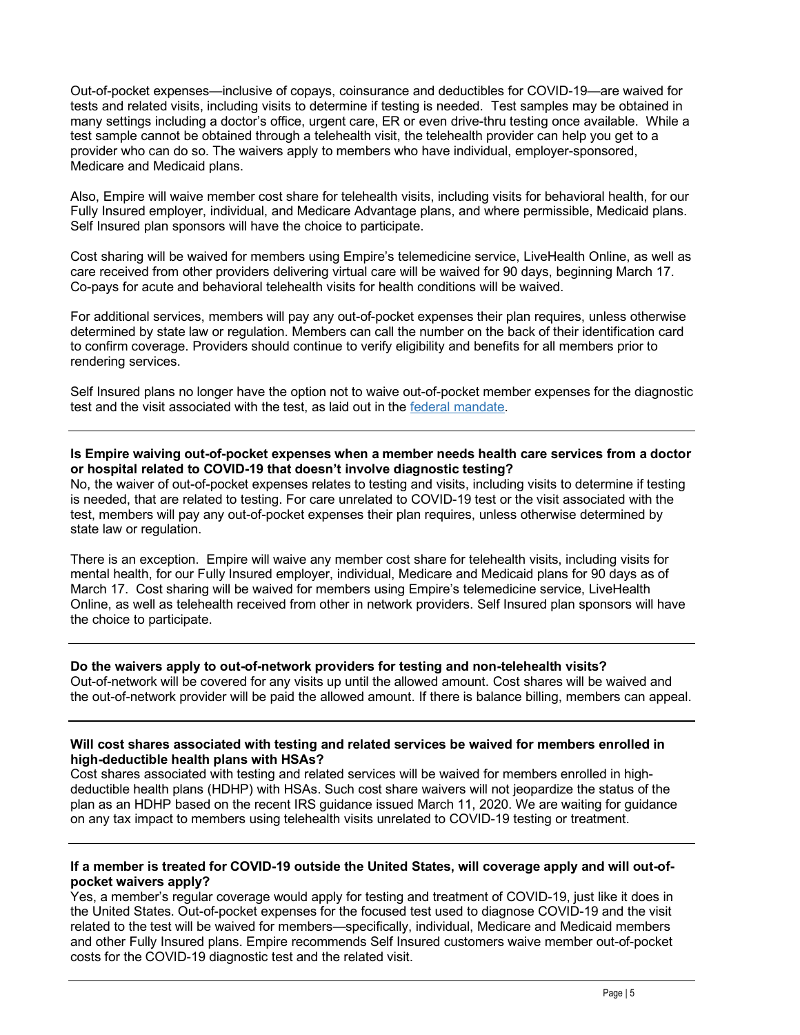Out-of-pocket expenses—inclusive of copays, coinsurance and deductibles for COVID-19—are waived for tests and related visits, including visits to determine if testing is needed. Test samples may be obtained in many settings including a doctor's office, urgent care, ER or even drive-thru testing once available. While a test sample cannot be obtained through a telehealth visit, the telehealth provider can help you get to a provider who can do so. The waivers apply to members who have individual, employer-sponsored, Medicare and Medicaid plans.

Also, Empire will waive member cost share for telehealth visits, including visits for behavioral health, for our Fully Insured employer, individual, and Medicare Advantage plans, and where permissible, Medicaid plans. Self Insured plan sponsors will have the choice to participate.

Cost sharing will be waived for members using Empire's telemedicine service, LiveHealth Online, as well as care received from other providers delivering virtual care will be waived for 90 days, beginning March 17. Co-pays for acute and behavioral telehealth visits for health conditions will be waived.

For additional services, members will pay any out-of-pocket expenses their plan requires, unless otherwise determined by state law or regulation. Members can call the number on the back of their identification card to confirm coverage. Providers should continue to verify eligibility and benefits for all members prior to rendering services.

Self Insured plans no longer have the option not to waive out-of-pocket member expenses for the diagnostic test and the visit associated with the test, as laid out in the federal mandate.

---

**Is Empire waiving out-of-pocket expenses when a member needs health care services from a doctor or hospital related to COVID-19 that doesn't involve diagnostic testing?**

No, the waiver of out-of-pocket expenses relates to testing and visits, including visits to determine if testing is needed, that are related to testing. For care unrelated to COVID-19 test or the visit associated with the test, members will pay any out-of-pocket expenses their plan requires, unless otherwise determined by state law or regulation.

There is an exception. Empire will waive any member cost share for telehealth visits, including visits for mental health, for our Fully Insured employer, individual, Medicare and Medicaid plans for 90 days as of March 17. Cost sharing will be waived for members using Empire's telemedicine service, LiveHealth Online, as well as telehealth received from other in network providers. Self Insured plan sponsors will have the choice to participate.

---

**Do the waivers apply to out-of-network providers for testing and non-telehealth visits?**

Out-of-network will be covered for any visits up until the allowed amount. Cost shares will be waived and the out-of-network provider will be paid the allowed amount. If there is balance billing, members can appeal.

---

**Will cost shares associated with testing and related services be waived for members enrolled in high-deductible health plans with HSAs?**

Cost shares associated with testing and related services will be waived for members enrolled in high-deductible health plans (HDHP) with HSAs. Such cost share waivers will not jeopardize the status of the plan as an HDHP based on the recent IRS guidance issued March 11, 2020. We are waiting for guidance on any tax impact to members using telehealth visits unrelated to COVID-19 testing or treatment.

---

**If a member is treated for COVID-19 outside the United States, will coverage apply and will out-of-pocket waivers apply?**

Yes, a member's regular coverage would apply for testing and treatment of COVID-19, just like it does in the United States. Out-of-pocket expenses for the focused test used to diagnose COVID-19 and the visit related to the test will be waived for members—specifically, individual, Medicare and Medicaid members and other Fully Insured plans. Empire recommends Self Insured customers waive member out-of-pocket costs for the COVID-19 diagnostic test and the related visit.

---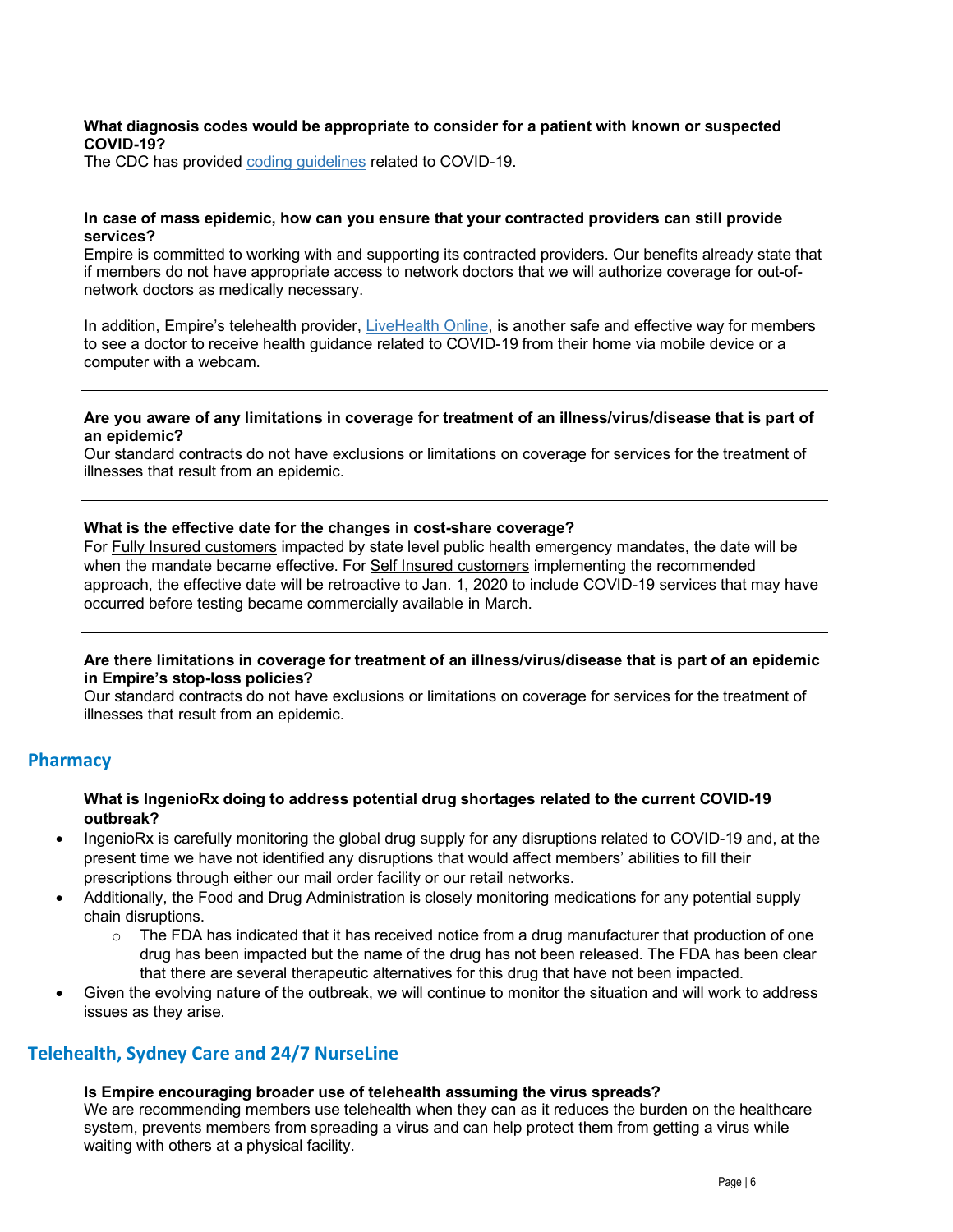**What diagnosis codes would be appropriate to consider for a patient with known or suspected COVID-19?**
The CDC has provided coding guidelines related to COVID-19.

---

**In case of mass epidemic, how can you ensure that your contracted providers can still provide services?**
Empire is committed to working with and supporting its contracted providers. Our benefits already state that if members do not have appropriate access to network doctors that we will authorize coverage for out-of-network doctors as medically necessary.

In addition, Empire's telehealth provider, LiveHealth Online, is another safe and effective way for members to see a doctor to receive health guidance related to COVID-19 from their home via mobile device or a computer with a webcam.

---

**Are you aware of any limitations in coverage for treatment of an illness/virus/disease that is part of an epidemic?**
Our standard contracts do not have exclusions or limitations on coverage for services for the treatment of illnesses that result from an epidemic.

---

**What is the effective date for the changes in cost-share coverage?**
For Fully Insured customers impacted by state level public health emergency mandates, the date will be when the mandate became effective. For Self Insured customers implementing the recommended approach, the effective date will be retroactive to Jan. 1, 2020 to include COVID-19 services that may have occurred before testing became commercially available in March.

---

**Are there limitations in coverage for treatment of an illness/virus/disease that is part of an epidemic in Empire's stop-loss policies?**
Our standard contracts do not have exclusions or limitations on coverage for services for the treatment of illnesses that result from an epidemic.

## Pharmacy

**What is IngenioRx doing to address potential drug shortages related to the current COVID-19 outbreak?**

- IngenioRx is carefully monitoring the global drug supply for any disruptions related to COVID-19 and, at the present time we have not identified any disruptions that would affect members' abilities to fill their prescriptions through either our mail order facility or our retail networks.
- Additionally, the Food and Drug Administration is closely monitoring medications for any potential supply chain disruptions.
  - The FDA has indicated that it has received notice from a drug manufacturer that production of one drug has been impacted but the name of the drug has not been released. The FDA has been clear that there are several therapeutic alternatives for this drug that have not been impacted.
- Given the evolving nature of the outbreak, we will continue to monitor the situation and will work to address issues as they arise.

## Telehealth, Sydney Care and 24/7 NurseLine

**Is Empire encouraging broader use of telehealth assuming the virus spreads?**
We are recommending members use telehealth when they can as it reduces the burden on the healthcare system, prevents members from spreading a virus and can help protect them from getting a virus while waiting with others at a physical facility.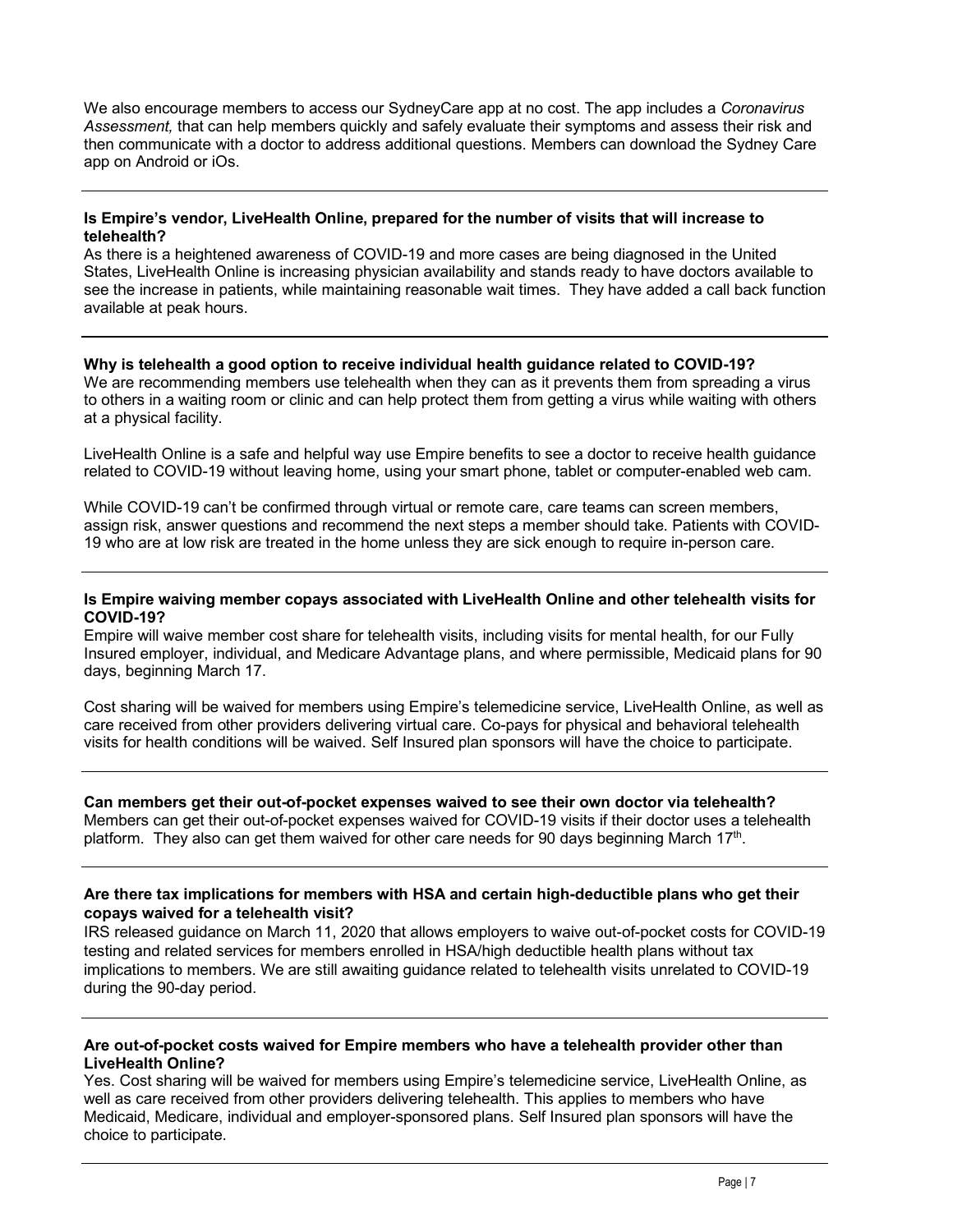We also encourage members to access our SydneyCare app at no cost. The app includes a *Coronavirus Assessment,* that can help members quickly and safely evaluate their symptoms and assess their risk and then communicate with a doctor to address additional questions. Members can download the Sydney Care app on Android or iOs.

---

**Is Empire's vendor, LiveHealth Online, prepared for the number of visits that will increase to telehealth?**

As there is a heightened awareness of COVID-19 and more cases are being diagnosed in the United States, LiveHealth Online is increasing physician availability and stands ready to have doctors available to see the increase in patients, while maintaining reasonable wait times. They have added a call back function available at peak hours.

---

**Why is telehealth a good option to receive individual health guidance related to COVID-19?**

We are recommending members use telehealth when they can as it prevents them from spreading a virus to others in a waiting room or clinic and can help protect them from getting a virus while waiting with others at a physical facility.

LiveHealth Online is a safe and helpful way use Empire benefits to see a doctor to receive health guidance related to COVID-19 without leaving home, using your smart phone, tablet or computer-enabled web cam.

While COVID-19 can't be confirmed through virtual or remote care, care teams can screen members, assign risk, answer questions and recommend the next steps a member should take. Patients with COVID-19 who are at low risk are treated in the home unless they are sick enough to require in-person care.

---

**Is Empire waiving member copays associated with LiveHealth Online and other telehealth visits for COVID-19?**

Empire will waive member cost share for telehealth visits, including visits for mental health, for our Fully Insured employer, individual, and Medicare Advantage plans, and where permissible, Medicaid plans for 90 days, beginning March 17.

Cost sharing will be waived for members using Empire's telemedicine service, LiveHealth Online, as well as care received from other providers delivering virtual care. Co-pays for physical and behavioral telehealth visits for health conditions will be waived. Self Insured plan sponsors will have the choice to participate.

---

**Can members get their out-of-pocket expenses waived to see their own doctor via telehealth?**

Members can get their out-of-pocket expenses waived for COVID-19 visits if their doctor uses a telehealth platform. They also can get them waived for other care needs for 90 days beginning March 17th.

---

**Are there tax implications for members with HSA and certain high-deductible plans who get their copays waived for a telehealth visit?**

IRS released guidance on March 11, 2020 that allows employers to waive out-of-pocket costs for COVID-19 testing and related services for members enrolled in HSA/high deductible health plans without tax implications to members. We are still awaiting guidance related to telehealth visits unrelated to COVID-19 during the 90-day period.

---

**Are out-of-pocket costs waived for Empire members who have a telehealth provider other than LiveHealth Online?**

Yes. Cost sharing will be waived for members using Empire's telemedicine service, LiveHealth Online, as well as care received from other providers delivering telehealth. This applies to members who have Medicaid, Medicare, individual and employer-sponsored plans. Self Insured plan sponsors will have the choice to participate.

---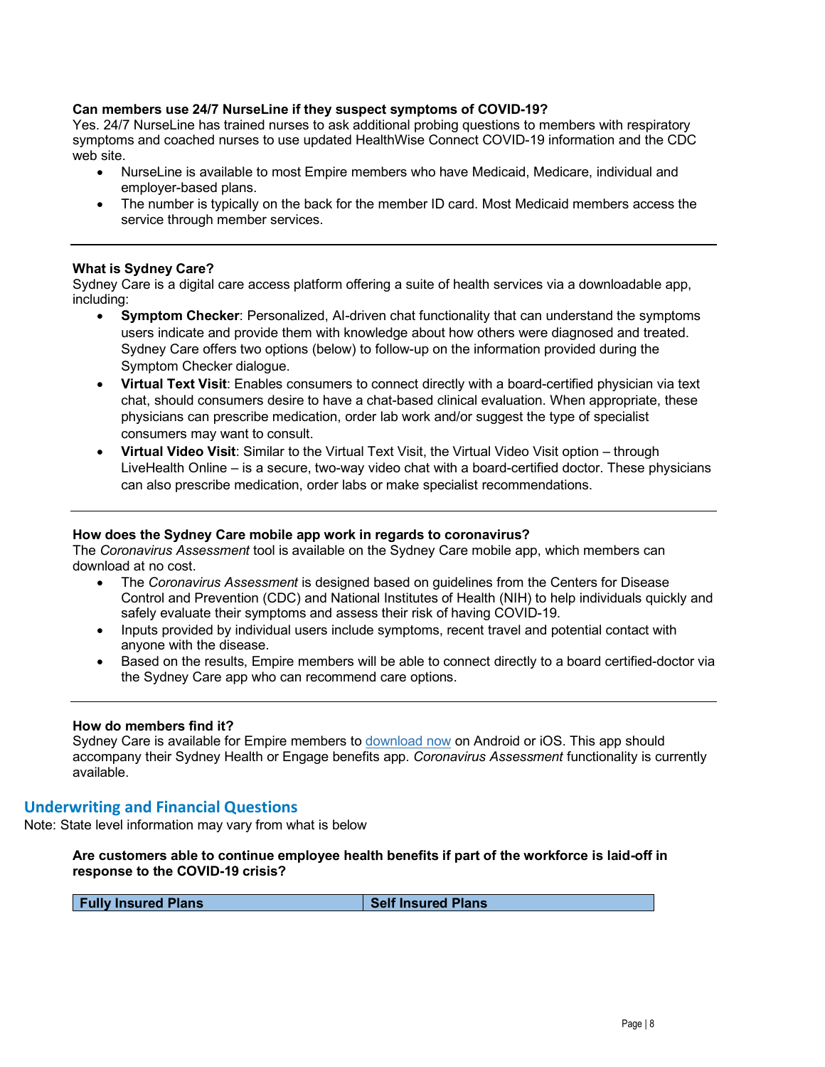**Can members use 24/7 NurseLine if they suspect symptoms of COVID-19?**

Yes. 24/7 NurseLine has trained nurses to ask additional probing questions to members with respiratory symptoms and coached nurses to use updated HealthWise Connect COVID-19 information and the CDC web site.

- NurseLine is available to most Empire members who have Medicaid, Medicare, individual and employer-based plans.
- The number is typically on the back for the member ID card. Most Medicaid members access the service through member services.

---

**What is Sydney Care?**

Sydney Care is a digital care access platform offering a suite of health services via a downloadable app, including:

- **Symptom Checker**: Personalized, AI-driven chat functionality that can understand the symptoms users indicate and provide them with knowledge about how others were diagnosed and treated. Sydney Care offers two options (below) to follow-up on the information provided during the Symptom Checker dialogue.
- **Virtual Text Visit**: Enables consumers to connect directly with a board-certified physician via text chat, should consumers desire to have a chat-based clinical evaluation. When appropriate, these physicians can prescribe medication, order lab work and/or suggest the type of specialist consumers may want to consult.
- **Virtual Video Visit**: Similar to the Virtual Text Visit, the Virtual Video Visit option – through LiveHealth Online – is a secure, two-way video chat with a board-certified doctor. These physicians can also prescribe medication, order labs or make specialist recommendations.

---

**How does the Sydney Care mobile app work in regards to coronavirus?**

The *Coronavirus Assessment* tool is available on the Sydney Care mobile app, which members can download at no cost.

- The *Coronavirus Assessment* is designed based on guidelines from the Centers for Disease Control and Prevention (CDC) and National Institutes of Health (NIH) to help individuals quickly and safely evaluate their symptoms and assess their risk of having COVID-19.
- Inputs provided by individual users include symptoms, recent travel and potential contact with anyone with the disease.
- Based on the results, Empire members will be able to connect directly to a board certified-doctor via the Sydney Care app who can recommend care options.

---

**How do members find it?**

Sydney Care is available for Empire members to download now on Android or iOS. This app should accompany their Sydney Health or Engage benefits app. *Coronavirus Assessment* functionality is currently available.

## Underwriting and Financial Questions

Note: State level information may vary from what is below

**Are customers able to continue employee health benefits if part of the workforce is laid-off in response to the COVID-19 crisis?**

| Fully Insured Plans | Self Insured Plans |
|---|---|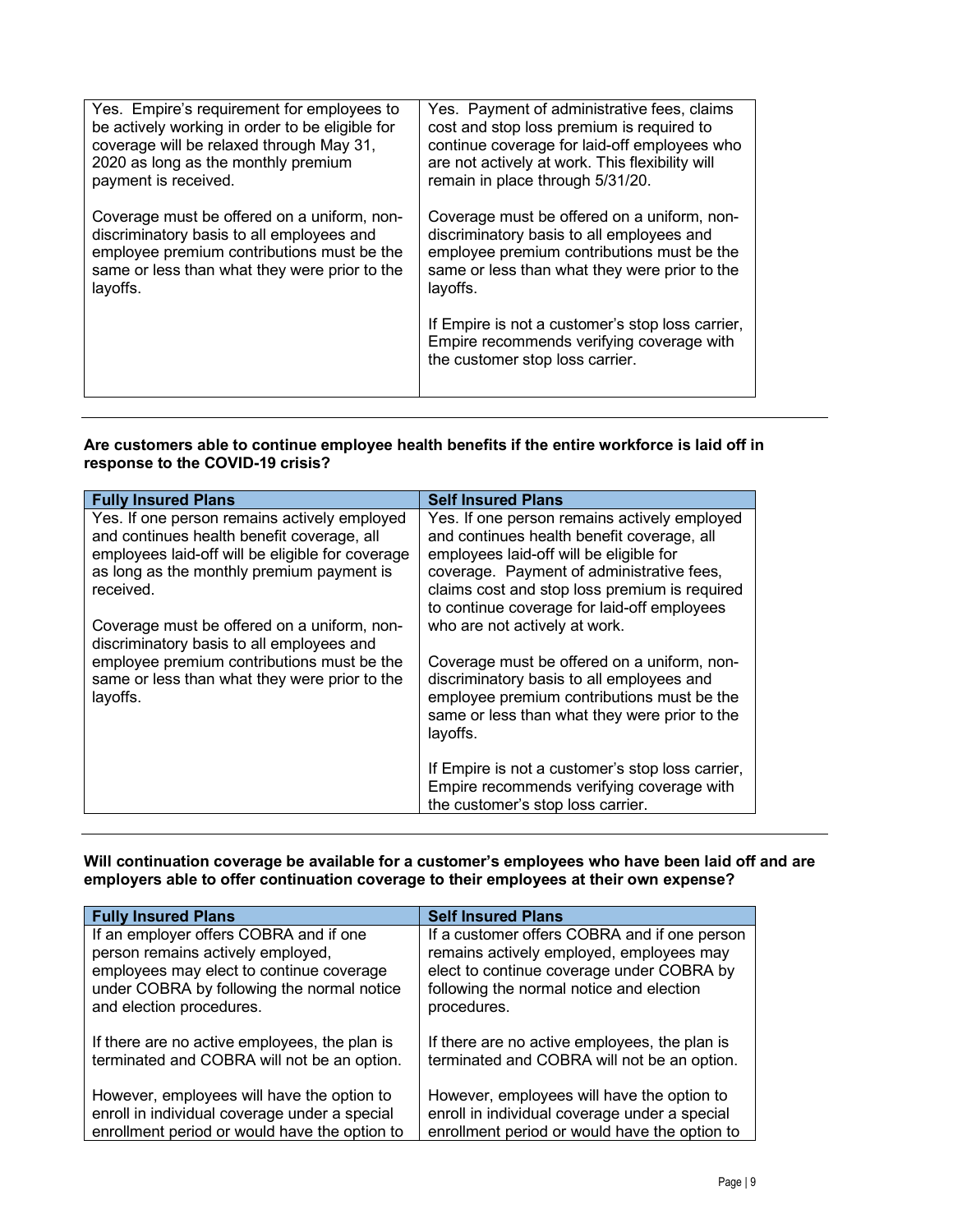| | |
|---|---|
| Yes. Empire's requirement for employees to be actively working in order to be eligible for coverage will be relaxed through May 31, 2020 as long as the monthly premium payment is received.<br><br>Coverage must be offered on a uniform, non-discriminatory basis to all employees and employee premium contributions must be the same or less than what they were prior to the layoffs. | Yes. Payment of administrative fees, claims cost and stop loss premium is required to continue coverage for laid-off employees who are not actively at work. This flexibility will remain in place through 5/31/20.<br><br>Coverage must be offered on a uniform, non-discriminatory basis to all employees and employee premium contributions must be the same or less than what they were prior to the layoffs.<br><br>If Empire is not a customer's stop loss carrier, Empire recommends verifying coverage with the customer stop loss carrier. |

**Are customers able to continue employee health benefits if the entire workforce is laid off in response to the COVID-19 crisis?**

| Fully Insured Plans | Self Insured Plans |
|---|---|
| Yes. If one person remains actively employed and continues health benefit coverage, all employees laid-off will be eligible for coverage as long as the monthly premium payment is received.<br><br>Coverage must be offered on a uniform, non-discriminatory basis to all employees and employee premium contributions must be the same or less than what they were prior to the layoffs. | Yes. If one person remains actively employed and continues health benefit coverage, all employees laid-off will be eligible for coverage. Payment of administrative fees, claims cost and stop loss premium is required to continue coverage for laid-off employees who are not actively at work.<br><br>Coverage must be offered on a uniform, non-discriminatory basis to all employees and employee premium contributions must be the same or less than what they were prior to the layoffs.<br><br>If Empire is not a customer's stop loss carrier, Empire recommends verifying coverage with the customer's stop loss carrier. |

**Will continuation coverage be available for a customer's employees who have been laid off and are employers able to offer continuation coverage to their employees at their own expense?**

| Fully Insured Plans | Self Insured Plans |
|---|---|
| If an employer offers COBRA and if one person remains actively employed, employees may elect to continue coverage under COBRA by following the normal notice and election procedures.<br><br>If there are no active employees, the plan is terminated and COBRA will not be an option.<br><br>However, employees will have the option to enroll in individual coverage under a special enrollment period or would have the option to | If a customer offers COBRA and if one person remains actively employed, employees may elect to continue coverage under COBRA by following the normal notice and election procedures.<br><br>If there are no active employees, the plan is terminated and COBRA will not be an option.<br><br>However, employees will have the option to enroll in individual coverage under a special enrollment period or would have the option to |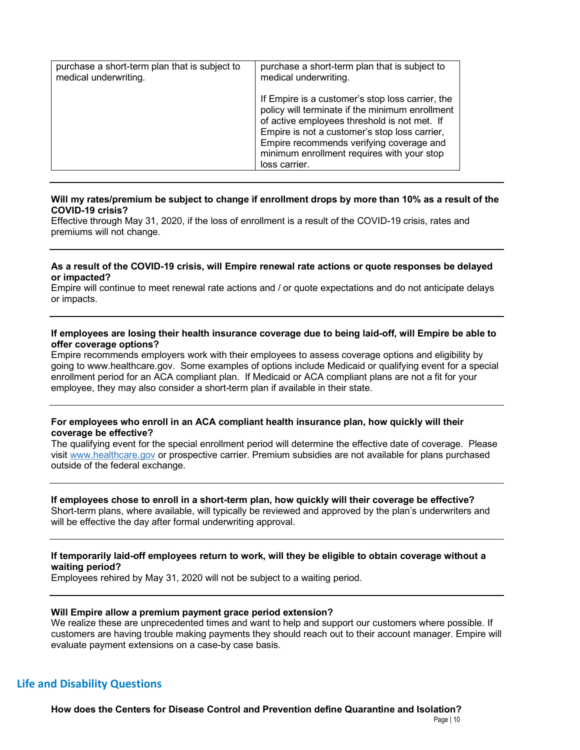| | |
|---|---|
| purchase a short-term plan that is subject to medical underwriting. | purchase a short-term plan that is subject to medical underwriting.<br><br>If Empire is a customer's stop loss carrier, the policy will terminate if the minimum enrollment of active employees threshold is not met. If Empire is not a customer's stop loss carrier, Empire recommends verifying coverage and minimum enrollment requires with your stop loss carrier. |

**Will my rates/premium be subject to change if enrollment drops by more than 10% as a result of the COVID-19 crisis?**
Effective through May 31, 2020, if the loss of enrollment is a result of the COVID-19 crisis, rates and premiums will not change.

**As a result of the COVID-19 crisis, will Empire renewal rate actions or quote responses be delayed or impacted?**
Empire will continue to meet renewal rate actions and / or quote expectations and do not anticipate delays or impacts.

**If employees are losing their health insurance coverage due to being laid-off, will Empire be able to offer coverage options?**
Empire recommends employers work with their employees to assess coverage options and eligibility by going to www.healthcare.gov. Some examples of options include Medicaid or qualifying event for a special enrollment period for an ACA compliant plan. If Medicaid or ACA compliant plans are not a fit for your employee, they may also consider a short-term plan if available in their state.

**For employees who enroll in an ACA compliant health insurance plan, how quickly will their coverage be effective?**
The qualifying event for the special enrollment period will determine the effective date of coverage. Please visit www.healthcare.gov or prospective carrier. Premium subsidies are not available for plans purchased outside of the federal exchange.

**If employees chose to enroll in a short-term plan, how quickly will their coverage be effective?**
Short-term plans, where available, will typically be reviewed and approved by the plan's underwriters and will be effective the day after formal underwriting approval.

**If temporarily laid-off employees return to work, will they be eligible to obtain coverage without a waiting period?**
Employees rehired by May 31, 2020 will not be subject to a waiting period.

**Will Empire allow a premium payment grace period extension?**
We realize these are unprecedented times and want to help and support our customers where possible. If customers are having trouble making payments they should reach out to their account manager. Empire will evaluate payment extensions on a case-by case basis.

## Life and Disability Questions

**How does the Centers for Disease Control and Prevention define Quarantine and Isolation?**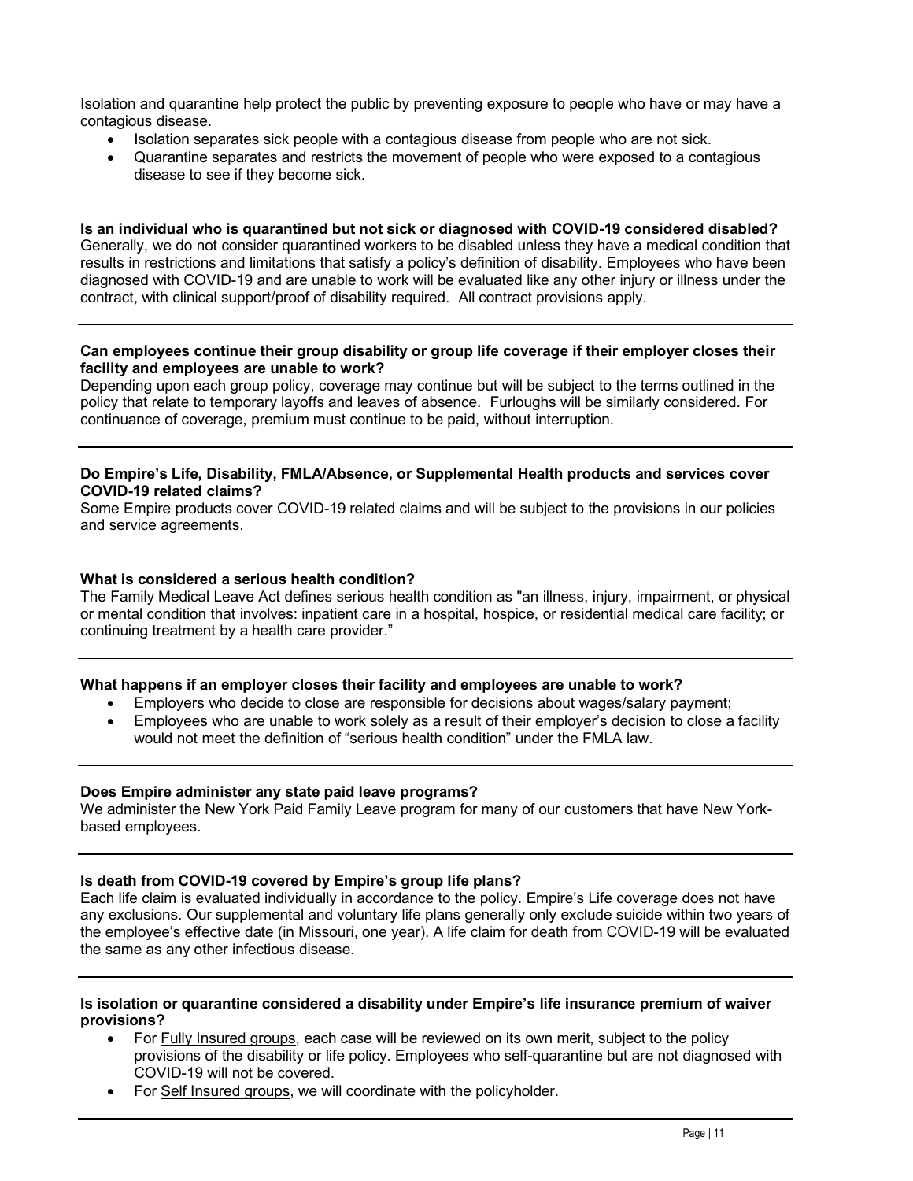Isolation and quarantine help protect the public by preventing exposure to people who have or may have a contagious disease.

- Isolation separates sick people with a contagious disease from people who are not sick.
- Quarantine separates and restricts the movement of people who were exposed to a contagious disease to see if they become sick.

---

**Is an individual who is quarantined but not sick or diagnosed with COVID-19 considered disabled?**
Generally, we do not consider quarantined workers to be disabled unless they have a medical condition that results in restrictions and limitations that satisfy a policy's definition of disability. Employees who have been diagnosed with COVID-19 and are unable to work will be evaluated like any other injury or illness under the contract, with clinical support/proof of disability required. All contract provisions apply.

---

**Can employees continue their group disability or group life coverage if their employer closes their facility and employees are unable to work?**
Depending upon each group policy, coverage may continue but will be subject to the terms outlined in the policy that relate to temporary layoffs and leaves of absence. Furloughs will be similarly considered. For continuance of coverage, premium must continue to be paid, without interruption.

---

**Do Empire's Life, Disability, FMLA/Absence, or Supplemental Health products and services cover COVID-19 related claims?**
Some Empire products cover COVID-19 related claims and will be subject to the provisions in our policies and service agreements.

---

**What is considered a serious health condition?**
The Family Medical Leave Act defines serious health condition as "an illness, injury, impairment, or physical or mental condition that involves: inpatient care in a hospital, hospice, or residential medical care facility; or continuing treatment by a health care provider."

---

**What happens if an employer closes their facility and employees are unable to work?**

- Employers who decide to close are responsible for decisions about wages/salary payment;
- Employees who are unable to work solely as a result of their employer's decision to close a facility would not meet the definition of "serious health condition" under the FMLA law.

---

**Does Empire administer any state paid leave programs?**
We administer the New York Paid Family Leave program for many of our customers that have New York-based employees.

---

**Is death from COVID-19 covered by Empire's group life plans?**
Each life claim is evaluated individually in accordance to the policy. Empire's Life coverage does not have any exclusions. Our supplemental and voluntary life plans generally only exclude suicide within two years of the employee's effective date (in Missouri, one year). A life claim for death from COVID-19 will be evaluated the same as any other infectious disease.

---

**Is isolation or quarantine considered a disability under Empire's life insurance premium of waiver provisions?**

- For Fully Insured groups, each case will be reviewed on its own merit, subject to the policy provisions of the disability or life policy. Employees who self-quarantine but are not diagnosed with COVID-19 will not be covered.
- For Self Insured groups, we will coordinate with the policyholder.

---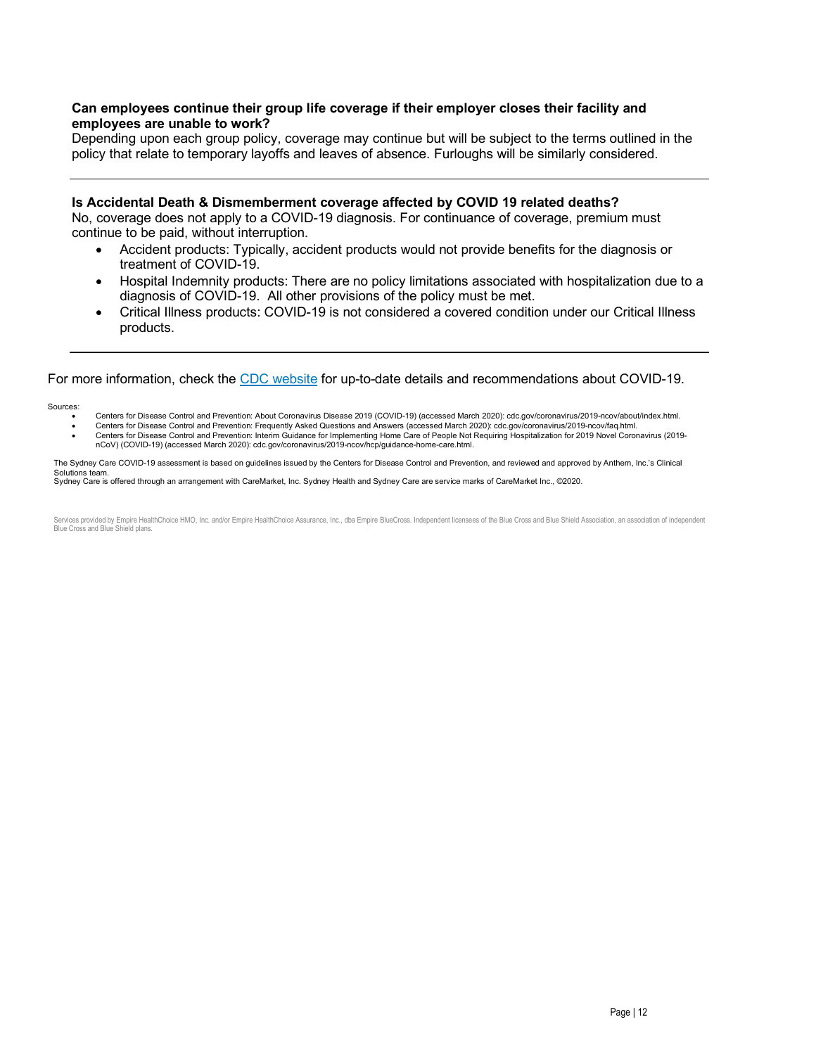**Can employees continue their group life coverage if their employer closes their facility and employees are unable to work?**

Depending upon each group policy, coverage may continue but will be subject to the terms outlined in the policy that relate to temporary layoffs and leaves of absence. Furloughs will be similarly considered.

---

**Is Accidental Death & Dismemberment coverage affected by COVID 19 related deaths?**

No, coverage does not apply to a COVID-19 diagnosis. For continuance of coverage, premium must continue to be paid, without interruption.

- Accident products: Typically, accident products would not provide benefits for the diagnosis or treatment of COVID-19.
- Hospital Indemnity products: There are no policy limitations associated with hospitalization due to a diagnosis of COVID-19. All other provisions of the policy must be met.
- Critical Illness products: COVID-19 is not considered a covered condition under our Critical Illness products.

---

For more information, check the [CDC website] for up-to-date details and recommendations about COVID-19.

Sources:

- Centers for Disease Control and Prevention: About Coronavirus Disease 2019 (COVID-19) (accessed March 2020): cdc.gov/coronavirus/2019-ncov/about/index.html.
- Centers for Disease Control and Prevention: Frequently Asked Questions and Answers (accessed March 2020): cdc.gov/coronavirus/2019-ncov/faq.html.
- Centers for Disease Control and Prevention: Interim Guidance for Implementing Home Care of People Not Requiring Hospitalization for 2019 Novel Coronavirus (2019-nCoV) (COVID-19) (accessed March 2020): cdc.gov/coronavirus/2019-ncov/hcp/guidance-home-care.html.

The Sydney Care COVID-19 assessment is based on guidelines issued by the Centers for Disease Control and Prevention, and reviewed and approved by Anthem, Inc.'s Clinical Solutions team.
Sydney Care is offered through an arrangement with CareMarket, Inc. Sydney Health and Sydney Care are service marks of CareMarket Inc., ©2020.

Services provided by Empire HealthChoice HMO, Inc. and/or Empire HealthChoice Assurance, Inc., dba Empire BlueCross. Independent licensees of the Blue Cross and Blue Shield Association, an association of independent Blue Cross and Blue Shield plans.